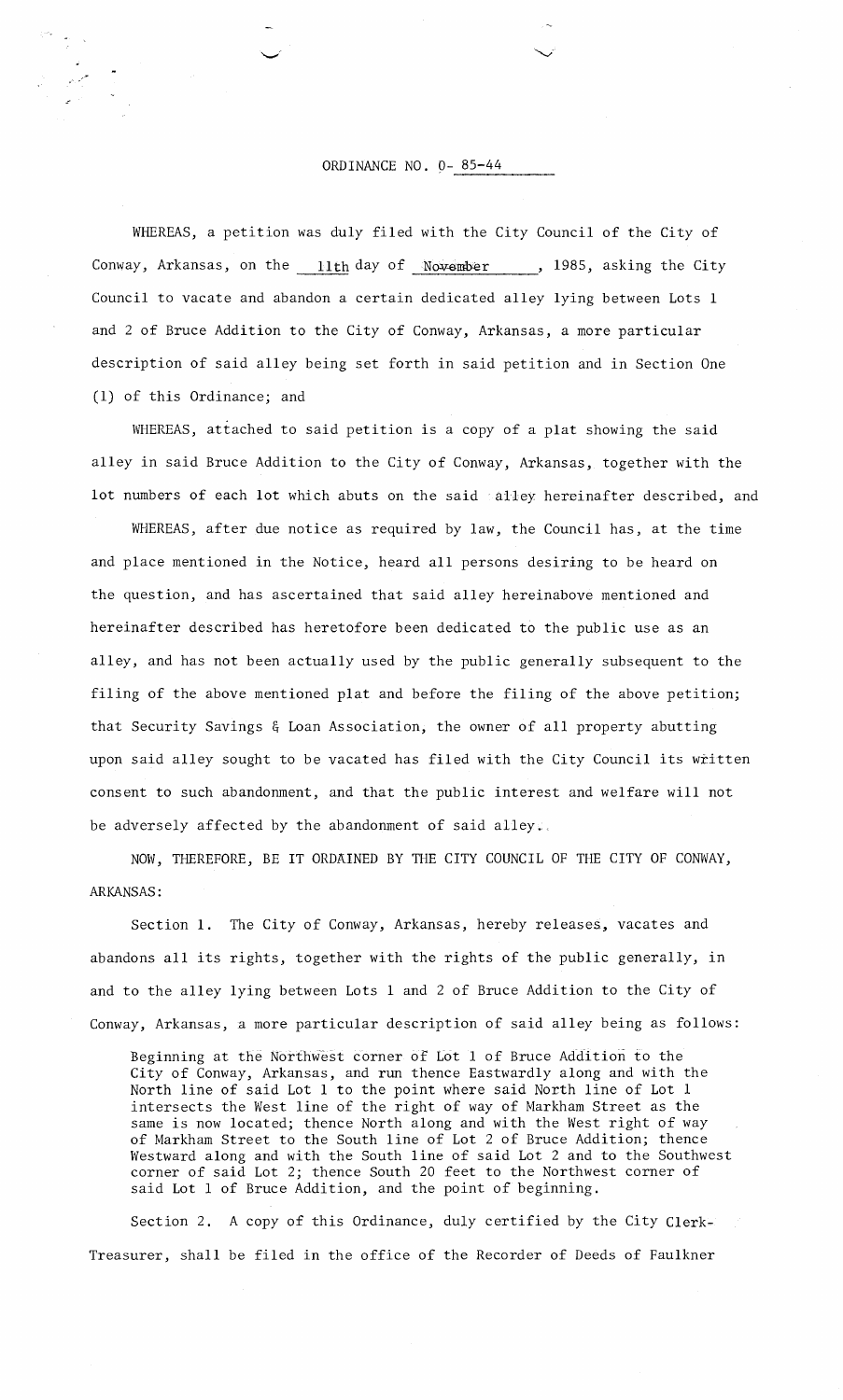# ORDINANCE NO. O- 85-44

WHEREAS, a petition was duly filed with the City Council of the City of Conway, Arkansas, on the 11th day of November, 1985, asking the City Council to vacate and abandon a certain dedicated alley lying between Lots 1 and 2 of Bruce Addition to the City of Conway, Arkansas, a more particular description of said alley being set forth in said petition and in Section One (1) of this Ordinance; and

WHEREAS, attached to said petition is a copy of a plat showing the said alley in said Bruce Addition to the City of Conway, Arkansas, together with the lot numbers of each lot which abuts on the said alley hereinafter described, and

WHEREAS, after due notice as required by law, the Council has, at the time and place mentioned in the Notice, heard all persons desiring to be heard on the question, and has ascertained that said alley hereinabove mentioned and hereinafter described has heretofore been dedicated to the public use as an alley, and has not been actually used by the public generally subsequent to the filing of the above mentioned plat and before the filing of the above petition; that Security Savings & Loan Association, the owner of all property abutting upon said alley sought to be vacated has filed with the City Council its written consent to such abandonment, and that the public interest and welfare will not be adversely affected by the abandonment of said alley.

NOW, THEREFORE, BE IT ORDAINED BY THE CITY COUNCIL OF THE CITY OF CONWAY, ARKANSAS:

Section 1. The City of Conway, Arkansas, hereby releases, vacates and abandons all its rights, together with the rights of the public generally, in and to the alley lying between Lots 1 and 2 of Bruce Addition to the City of Conway, Arkansas, a more particular description of said alley being as follows:

> Beginning at the Northwest corner of Lot 1 of Bruce Addition to the City of Conway, Arkansas, and run thence Eastwardly along and with the North line of said Lot 1 to the point where said North line of Lot 1 intersects the West line of the right of way of Markham Street as the same is now located; thence North along and with the West right of way of Markham Street to the South line of Lot 2 of Bruce Addition; thence Westward along and with the South line of said Lot 2 and to the Southwest corner of said Lot 2; thence South 20 feet to the Northwest corner of said Lot 1 of Bruce Addition, and the point of beginning.

Section 2. A copy of this Ordinance, duly certified by the City Clerk-Treasurer, shall be filed in the office of the Recorder of Deeds of Faulkner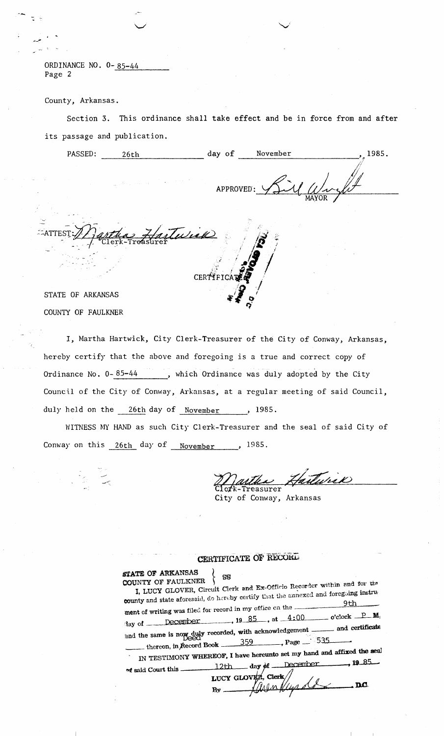ORDINANCE NO. 0-85-44
Page 2

County, Arkansas.

Section 3. This ordinance shall take effect and be in force from and after its passage and publication.

PASSED: 26th day of November, 1985.

APPROVED: Bill Wright
MAYOR

ATTEST: Martha Hartwick
Clerk-Treasurer

CERTIFICATE

STATE OF ARKANSAS
COUNTY OF FAULKNER

I, Martha Hartwick, City Clerk-Treasurer of the City of Conway, Arkansas, hereby certify that the above and foregoing is a true and correct copy of Ordinance No. 0-85-44, which Ordinance was duly adopted by the City Council of the City of Conway, Arkansas, at a regular meeting of said Council, duly held on the 26th day of November, 1985.

WITNESS MY HAND as such City Clerk-Treasurer and the seal of said City of Conway on this 26th day of November, 1985.

Martha Hartwick
Clerk-Treasurer
City of Conway, Arkansas

## CERTIFICATE OF RECORD

STATE OF ARKANSAS } SS
COUNTY OF FAULKNER }

I, LUCY GLOVER, Circuit Clerk and Ex-Officio Recorder within and for the county and state aforesaid, do hereby certify that the annexed and foregoing instrument of writing was filed for record in my office on the 9th day of December, 19 85, at 4:00 o'clock P M, and the same is now duly recorded, with acknowledgement and certificate thereon, in Deed Record Book 359, Page 535.

IN TESTIMONY WHEREOF, I have hereunto set my hand and affixed the seal of said Court this 12th day of December, 19 85.

LUCY GLOVER, Clerk
By Karen Reynolds D.C.